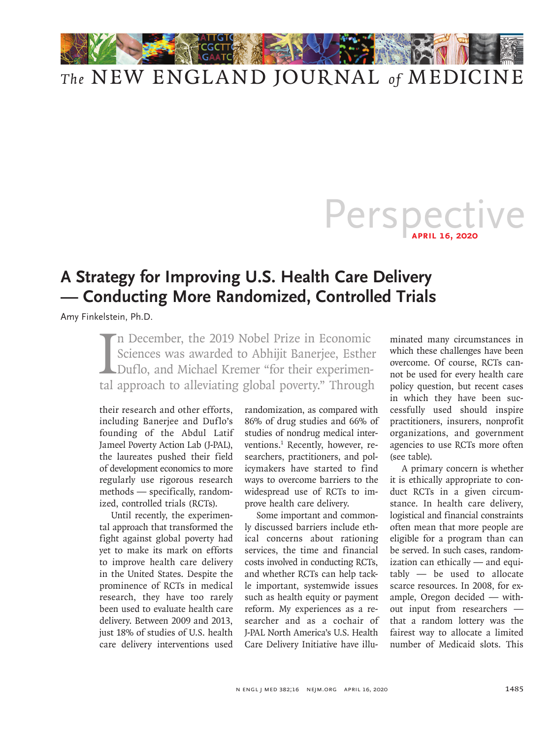# A Strategy for Improving U.S. Health Care Delivery — Conducting More Randomized, Controlled Trials

Amy Finkelstein, Ph.D.

In December, the 2019 Nobel Prize in Economic Sciences was awarded to Abhijit Banerjee, Esther Duflo, and Michael Kremer "for their experimental approach to alleviating global poverty." Through their research and other efforts, including Banerjee and Duflo's founding of the Abdul Latif Jameel Poverty Action Lab (J-PAL), the laureates pushed their field of development economics to more regularly use rigorous research methods — specifically, randomized, controlled trials (RCTs).

Until recently, the experimental approach that transformed the fight against global poverty had yet to make its mark on efforts to improve health care delivery in the United States. Despite the prominence of RCTs in medical research, they have too rarely been used to evaluate health care delivery. Between 2009 and 2013, just 18% of studies of U.S. health care delivery interventions used randomization, as compared with 86% of drug studies and 66% of studies of nondrug medical interventions.[1] Recently, however, researchers, practitioners, and policymakers have started to find ways to overcome barriers to the widespread use of RCTs to improve health care delivery.

Some important and commonly discussed barriers include ethical concerns about rationing services, the time and financial costs involved in conducting RCTs, and whether RCTs can help tackle important, systemwide issues such as health equity or payment reform. My experiences as a researcher and as a cochair of J-PAL North America's U.S. Health Care Delivery Initiative have illuminated many circumstances in which these challenges have been overcome. Of course, RCTs cannot be used for every health care policy question, but recent cases in which they have been successfully used should inspire practitioners, insurers, nonprofit organizations, and government agencies to use RCTs more often (see table).

A primary concern is whether it is ethically appropriate to conduct RCTs in a given circumstance. In health care delivery, logistical and financial constraints often mean that more people are eligible for a program than can be served. In such cases, randomization can ethically — and equitably — be used to allocate scarce resources. In 2008, for example, Oregon decided — without input from researchers — that a random lottery was the fairest way to allocate a limited number of Medicaid slots. This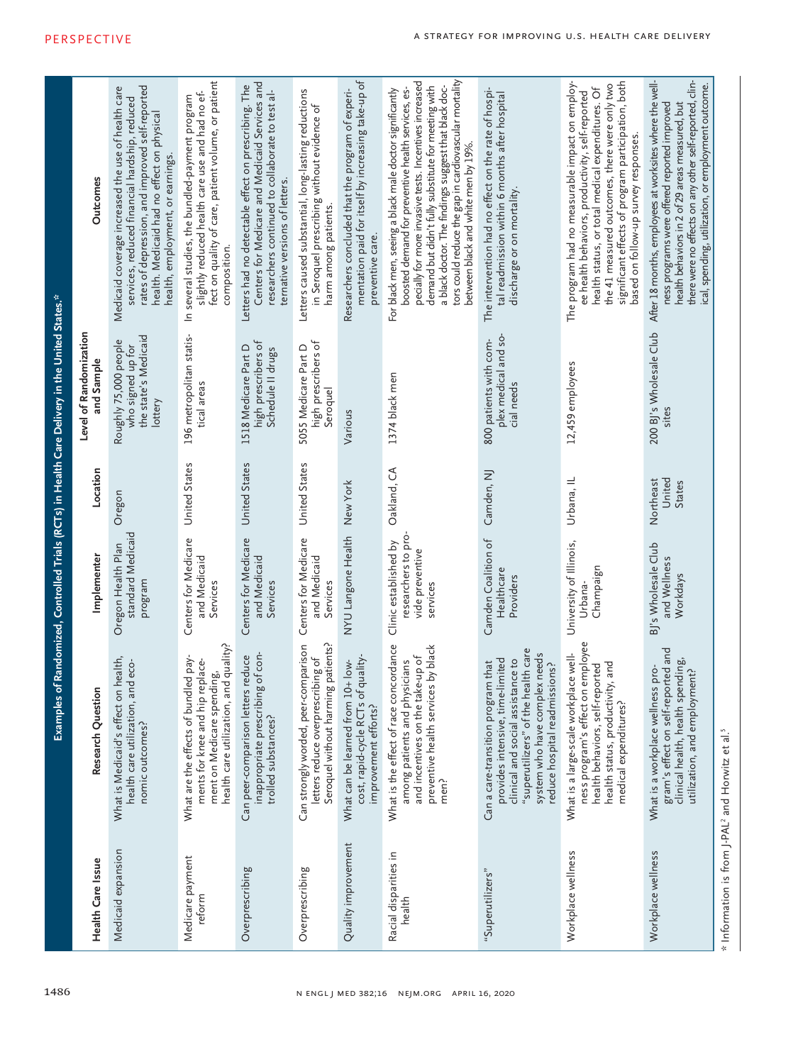**Examples of Randomized, Controlled Trials (RCTs) in Health Care Delivery in the United States.***

| Health Care Issue | Research Question | Implementer | Location | Level of Randomization and Sample | Outcomes |
|---|---|---|---|---|---|
| Medicaid expansion | What is Medicaid's effect on health, health care utilization, and economic outcomes? | Oregon Health Plan standard Medicaid program | Oregon | Roughly 75,000 people who signed up for the state's Medicaid lottery | Medicaid coverage increased the use of health care services, reduced financial hardship, reduced rates of depression, and improved self-reported health. Medicaid had no effect on physical health, employment, or earnings. |
| Medicare payment reform | What are the effects of bundled payments for knee and hip replacement on Medicare spending, health care utilization, and quality? | Centers for Medicare and Medicaid Services | United States | 196 metropolitan statistical areas | In several studies, the bundled-payment program slightly reduced health care use and had no effect on quality of care, patient volume, or patient composition. |
| Overprescribing | Can peer-comparison letters reduce inappropriate prescribing of controlled substances? | Centers for Medicare and Medicaid Services | United States | 1518 Medicare Part D high prescribers of Schedule II drugs | Letters had no detectable effect on prescribing. The Centers for Medicare and Medicaid Services and researchers continued to collaborate to test alternative versions of letters. |
| Overprescribing | Can strongly worded, peer-comparison letters reduce overprescribing of Seroquel without harming patients? | Centers for Medicare and Medicaid Services | United States | 5055 Medicare Part D high prescribers of Seroquel | Letters caused substantial, long-lasting reductions in Seroquel prescribing without evidence of harm among patients. |
| Quality improvement | What can be learned from 10+ low-cost, rapid-cycle RCTs of quality-improvement efforts? | NYU Langone Health | New York | Various | Researchers concluded that the program of experimentation paid for itself by increasing take-up of preventive care. |
| Racial disparities in health | What is the effect of race concordance among patients and physicians and incentives on the take-up of preventive health services by black men? | Clinic established by researchers to provide preventive services | Oakland, CA | 1374 black men | For black men, seeing a black male doctor significantly boosted demand for preventive health services, especially for more invasive tests. Incentives increased demand but didn't fully substitute for meeting with a black doctor. The findings suggest that black doctors could reduce the gap in cardiovascular mortality between black and white men by 19%. |
| "Superutilizers" | Can a care-transition program that provides intensive, time-limited clinical and social assistance to "superutilizers" of the health care system who have complex needs reduce hospital readmissions? | Camden Coalition of Healthcare Providers | Camden, NJ | 800 patients with complex medical and social needs | The intervention had no effect on the rate of hospital readmission within 6 months after hospital discharge or on mortality. |
| Workplace wellness | What is a large-scale workplace wellness program's effect on employee health behaviors, self-reported health status, productivity, and medical expenditures? | University of Illinois, Urbana-Champaign | Urbana, IL | 12,459 employees | The program had no measurable impact on employee health behaviors, productivity, self-reported health status, or total medical expenditures. Of the 41 measured outcomes, there were only two significant effects of program participation, both based on follow-up survey responses. |
| Workplace wellness | What is a workplace wellness program's effect on self-reported and clinical health, health spending, utilization, and employment? | BJ's Wholesale Club and Wellness Workdays | Northeast United States | 200 BJ's Wholesale Club sites | After 18 months, employees at worksites where the wellness programs were offered reported improved health behaviors in 2 of 29 areas measured, but there were no effects on any other self-reported, clinical, spending, utilization, or employment outcome. |

\* Information is from J-PAL[2] and Horwitz et al.[5]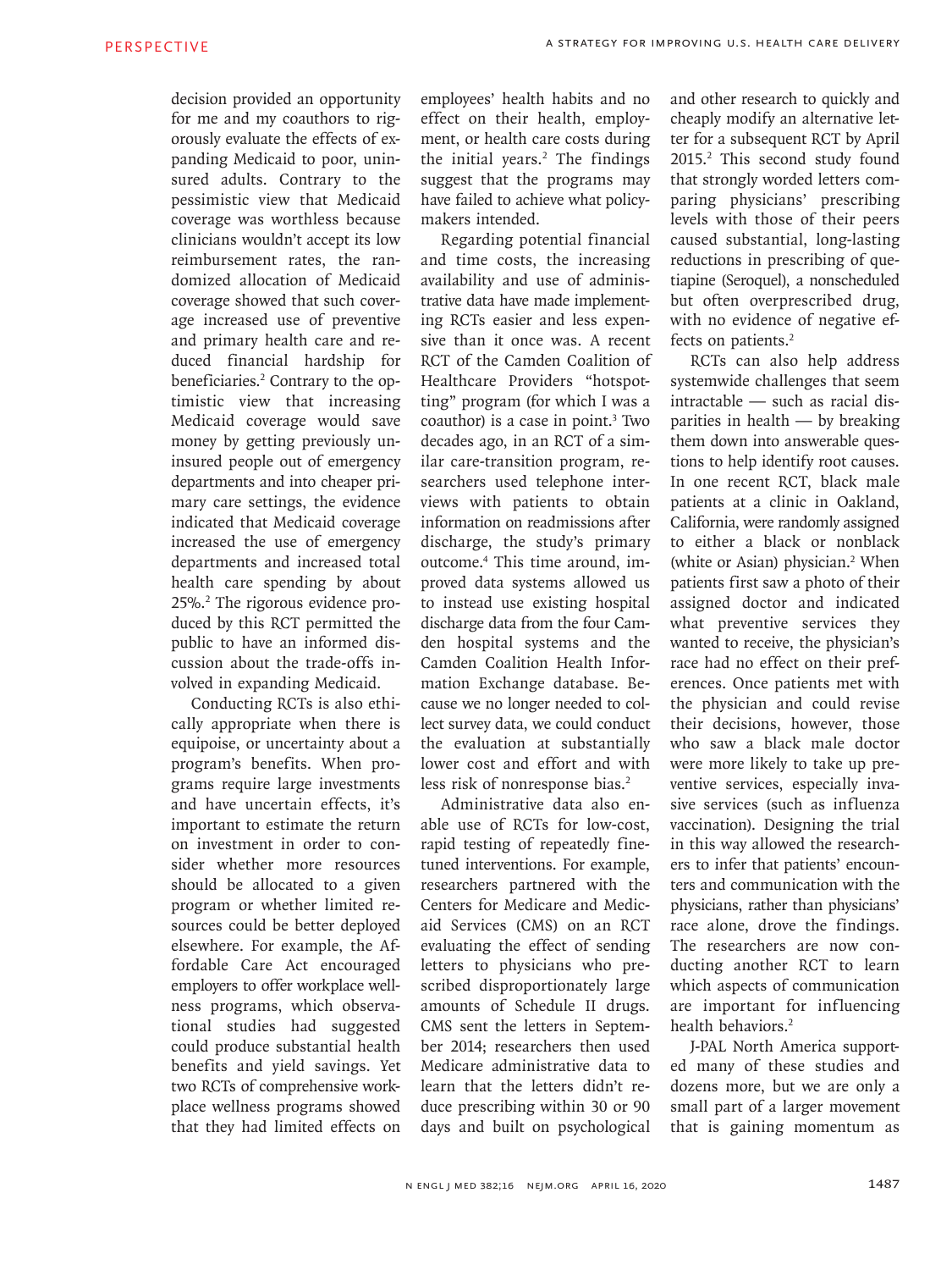decision provided an opportunity for me and my coauthors to rigorously evaluate the effects of expanding Medicaid to poor, uninsured adults. Contrary to the pessimistic view that Medicaid coverage was worthless because clinicians wouldn't accept its low reimbursement rates, the randomized allocation of Medicaid coverage showed that such coverage increased use of preventive and primary health care and reduced financial hardship for beneficiaries.[2] Contrary to the optimistic view that increasing Medicaid coverage would save money by getting previously uninsured people out of emergency departments and into cheaper primary care settings, the evidence indicated that Medicaid coverage increased the use of emergency departments and increased total health care spending by about 25%.[2] The rigorous evidence produced by this RCT permitted the public to have an informed discussion about the trade-offs involved in expanding Medicaid.

Conducting RCTs is also ethically appropriate when there is equipoise, or uncertainty about a program's benefits. When programs require large investments and have uncertain effects, it's important to estimate the return on investment in order to consider whether more resources should be allocated to a given program or whether limited resources could be better deployed elsewhere. For example, the Affordable Care Act encouraged employers to offer workplace wellness programs, which observational studies had suggested could produce substantial health benefits and yield savings. Yet two RCTs of comprehensive workplace wellness programs showed that they had limited effects on employees' health habits and no effect on their health, employment, or health care costs during the initial years.[2] The findings suggest that the programs may have failed to achieve what policymakers intended.

Regarding potential financial and time costs, the increasing availability and use of administrative data have made implementing RCTs easier and less expensive than it once was. A recent RCT of the Camden Coalition of Healthcare Providers "hotspotting" program (for which I was a coauthor) is a case in point.[3] Two decades ago, in an RCT of a similar care-transition program, researchers used telephone interviews with patients to obtain information on readmissions after discharge, the study's primary outcome.[4] This time around, improved data systems allowed us to instead use existing hospital discharge data from the four Camden hospital systems and the Camden Coalition Health Information Exchange database. Because we no longer needed to collect survey data, we could conduct the evaluation at substantially lower cost and effort and with less risk of nonresponse bias.[2]

Administrative data also enable use of RCTs for low-cost, rapid testing of repeatedly fine-tuned interventions. For example, researchers partnered with the Centers for Medicare and Medicaid Services (CMS) on an RCT evaluating the effect of sending letters to physicians who prescribed disproportionately large amounts of Schedule II drugs. CMS sent the letters in September 2014; researchers then used Medicare administrative data to learn that the letters didn't reduce prescribing within 30 or 90 days and built on psychological and other research to quickly and cheaply modify an alternative letter for a subsequent RCT by April 2015.[2] This second study found that strongly worded letters comparing physicians' prescribing levels with those of their peers caused substantial, long-lasting reductions in prescribing of quetiapine (Seroquel), a nonscheduled but often overprescribed drug, with no evidence of negative effects on patients.[2]

RCTs can also help address systemwide challenges that seem intractable — such as racial disparities in health — by breaking them down into answerable questions to help identify root causes. In one recent RCT, black male patients at a clinic in Oakland, California, were randomly assigned to either a black or nonblack (white or Asian) physician.[2] When patients first saw a photo of their assigned doctor and indicated what preventive services they wanted to receive, the physician's race had no effect on their preferences. Once patients met with the physician and could revise their decisions, however, those who saw a black male doctor were more likely to take up preventive services, especially invasive services (such as influenza vaccination). Designing the trial in this way allowed the researchers to infer that patients' encounters and communication with the physicians, rather than physicians' race alone, drove the findings. The researchers are now conducting another RCT to learn which aspects of communication are important for influencing health behaviors.[2]

J-PAL North America supported many of these studies and dozens more, but we are only a small part of a larger movement that is gaining momentum as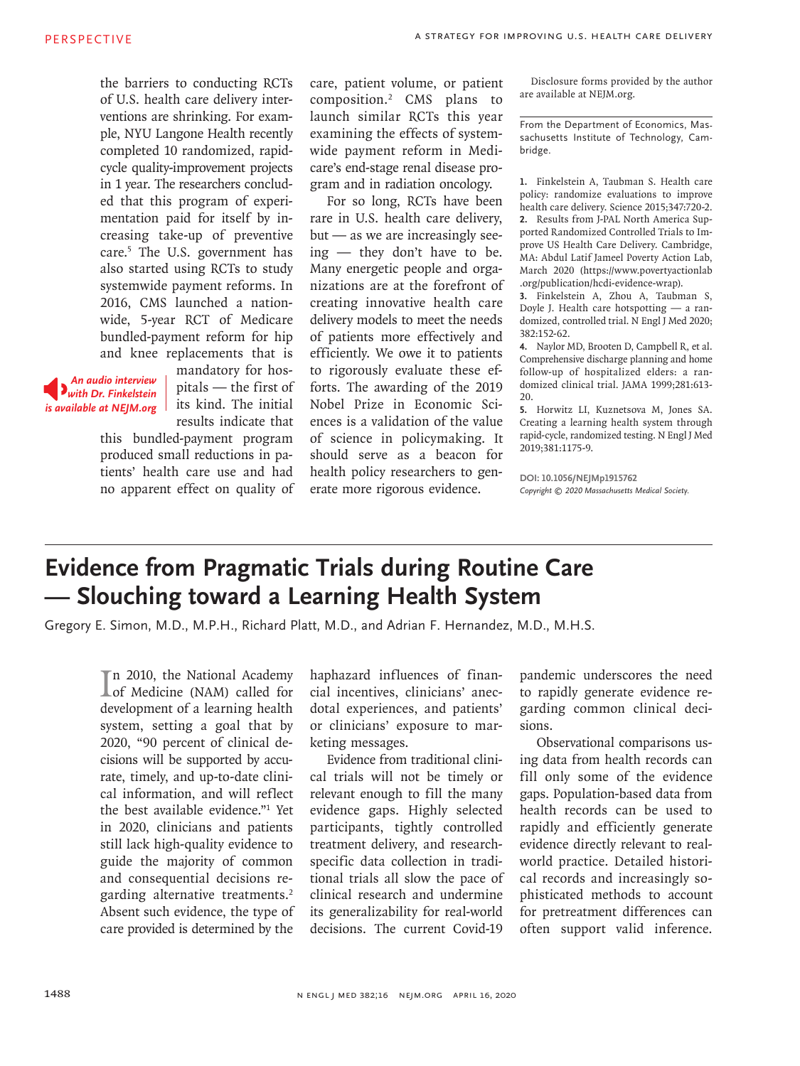the barriers to conducting RCTs of U.S. health care delivery interventions are shrinking. For example, NYU Langone Health recently completed 10 randomized, rapid-cycle quality-improvement projects in 1 year. The researchers concluded that this program of experimentation paid for itself by increasing take-up of preventive care.[5] The U.S. government has also started using RCTs to study systemwide payment reforms. In 2016, CMS launched a nationwide, 5-year RCT of Medicare bundled-payment reform for hip and knee replacements that is mandatory for hospitals — the first of its kind. The initial results indicate that this bundled-payment program produced small reductions in patients' health care use and had no apparent effect on quality of care, patient volume, or patient composition.[2] CMS plans to launch similar RCTs this year examining the effects of systemwide payment reform in Medicare's end-stage renal disease program and in radiation oncology.

*An audio interview with Dr. Finkelstein is available at NEJM.org*

For so long, RCTs have been rare in U.S. health care delivery, but — as we are increasingly seeing — they don't have to be. Many energetic people and organizations are at the forefront of creating innovative health care delivery models to meet the needs of patients more effectively and efficiently. We owe it to patients to rigorously evaluate these efforts. The awarding of the 2019 Nobel Prize in Economic Sciences is a validation of the value of science in policymaking. It should serve as a beacon for health policy researchers to generate more rigorous evidence.

Disclosure forms provided by the author are available at NEJM.org.

From the Department of Economics, Massachusetts Institute of Technology, Cambridge.

1. Finkelstein A, Taubman S. Health care policy: randomize evaluations to improve health care delivery. Science 2015;347:720-2.
2. Results from J-PAL North America Supported Randomized Controlled Trials to Improve US Health Care Delivery. Cambridge, MA: Abdul Latif Jameel Poverty Action Lab, March 2020 (https://www.povertyactionlab.org/publication/hcdi-evidence-wrap).
3. Finkelstein A, Zhou A, Taubman S, Doyle J. Health care hotspotting — a randomized, controlled trial. N Engl J Med 2020;382:152-62.
4. Naylor MD, Brooten D, Campbell R, et al. Comprehensive discharge planning and home follow-up of hospitalized elders: a randomized clinical trial. JAMA 1999;281:613-20.
5. Horwitz LI, Kuznetsova M, Jones SA. Creating a learning health system through rapid-cycle, randomized testing. N Engl J Med 2019;381:1175-9.

DOI: 10.1056/NEJMp1915762
*Copyright © 2020 Massachusetts Medical Society.*

# Evidence from Pragmatic Trials during Routine Care — Slouching toward a Learning Health System

Gregory E. Simon, M.D., M.P.H., Richard Platt, M.D., and Adrian F. Hernandez, M.D., M.H.S.

In 2010, the National Academy of Medicine (NAM) called for development of a learning health system, setting a goal that by 2020, "90 percent of clinical decisions will be supported by accurate, timely, and up-to-date clinical information, and will reflect the best available evidence."[1] Yet in 2020, clinicians and patients still lack high-quality evidence to guide the majority of common and consequential decisions regarding alternative treatments.[2] Absent such evidence, the type of care provided is determined by the haphazard influences of financial incentives, clinicians' anecdotal experiences, and patients' or clinicians' exposure to marketing messages.

Evidence from traditional clinical trials will not be timely or relevant enough to fill the many evidence gaps. Highly selected participants, tightly controlled treatment delivery, and research-specific data collection in traditional trials all slow the pace of clinical research and undermine its generalizability for real-world decisions. The current Covid-19 pandemic underscores the need to rapidly generate evidence regarding common clinical decisions.

Observational comparisons using data from health records can fill only some of the evidence gaps. Population-based data from health records can be used to rapidly and efficiently generate evidence directly relevant to real-world practice. Detailed historical records and increasingly sophisticated methods to account for pretreatment differences can often support valid inference.